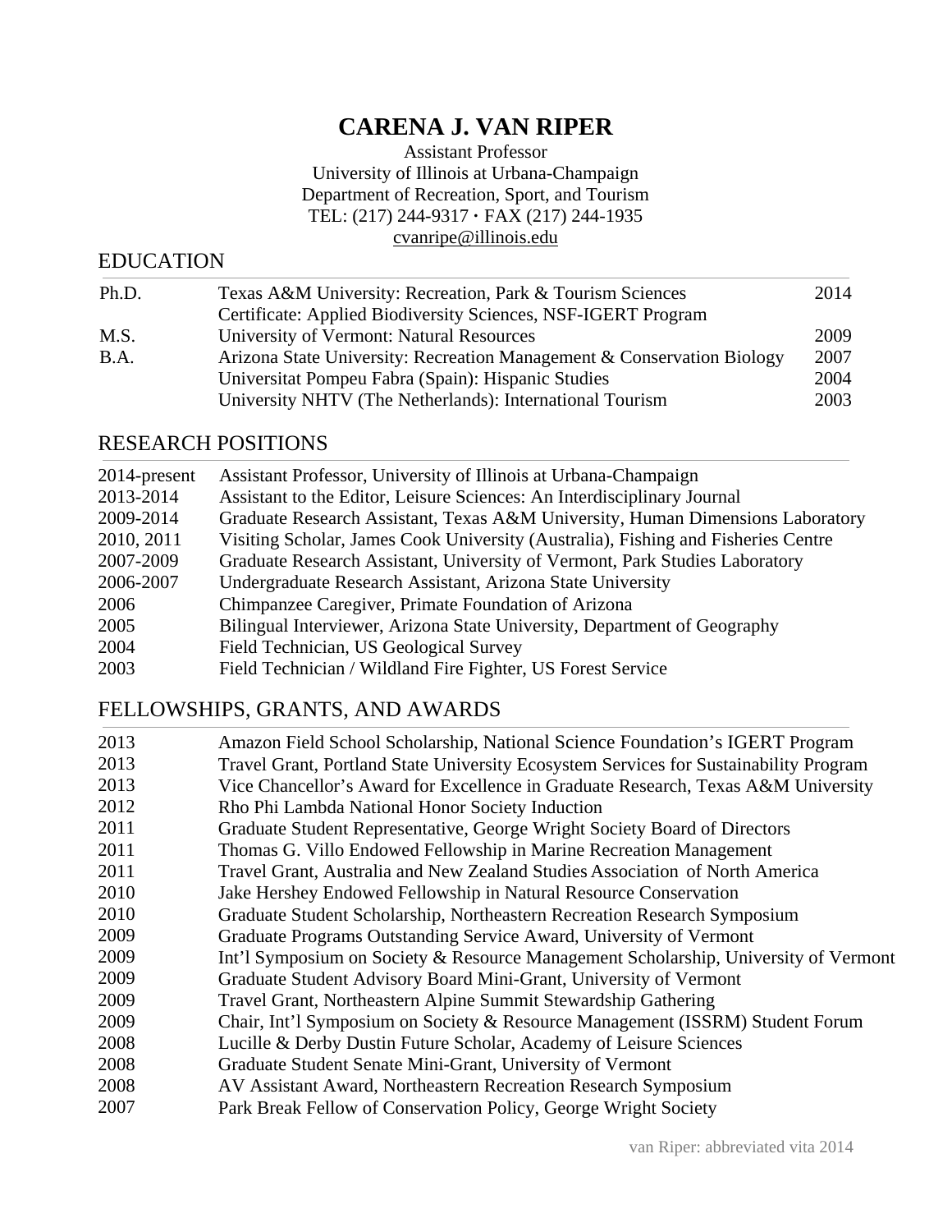# CARENA J. VAN RIPER

Assistant Professor
University of Illinois at Urbana-Champaign
Department of Recreation, Sport, and Tourism
TEL: (217) 244-9317 · FAX (217) 244-1935
cvanripe@illinois.edu

## EDUCATION

| | | |
|---|---|---|
| Ph.D. | Texas A&M University: Recreation, Park & Tourism Sciences | 2014 |
| | Certificate: Applied Biodiversity Sciences, NSF-IGERT Program | |
| M.S. | University of Vermont: Natural Resources | 2009 |
| B.A. | Arizona State University: Recreation Management & Conservation Biology | 2007 |
| | Universitat Pompeu Fabra (Spain): Hispanic Studies | 2004 |
| | University NHTV (The Netherlands): International Tourism | 2003 |

## RESEARCH POSITIONS

| | |
|---|---|
| 2014-present | Assistant Professor, University of Illinois at Urbana-Champaign |
| 2013-2014 | Assistant to the Editor, Leisure Sciences: An Interdisciplinary Journal |
| 2009-2014 | Graduate Research Assistant, Texas A&M University, Human Dimensions Laboratory |
| 2010, 2011 | Visiting Scholar, James Cook University (Australia), Fishing and Fisheries Centre |
| 2007-2009 | Graduate Research Assistant, University of Vermont, Park Studies Laboratory |
| 2006-2007 | Undergraduate Research Assistant, Arizona State University |
| 2006 | Chimpanzee Caregiver, Primate Foundation of Arizona |
| 2005 | Bilingual Interviewer, Arizona State University, Department of Geography |
| 2004 | Field Technician, US Geological Survey |
| 2003 | Field Technician / Wildland Fire Fighter, US Forest Service |

## FELLOWSHIPS, GRANTS, AND AWARDS

| | |
|---|---|
| 2013 | Amazon Field School Scholarship, National Science Foundation's IGERT Program |
| 2013 | Travel Grant, Portland State University Ecosystem Services for Sustainability Program |
| 2013 | Vice Chancellor's Award for Excellence in Graduate Research, Texas A&M University |
| 2012 | Rho Phi Lambda National Honor Society Induction |
| 2011 | Graduate Student Representative, George Wright Society Board of Directors |
| 2011 | Thomas G. Villo Endowed Fellowship in Marine Recreation Management |
| 2011 | Travel Grant, Australia and New Zealand Studies Association of North America |
| 2010 | Jake Hershey Endowed Fellowship in Natural Resource Conservation |
| 2010 | Graduate Student Scholarship, Northeastern Recreation Research Symposium |
| 2009 | Graduate Programs Outstanding Service Award, University of Vermont |
| 2009 | Int'l Symposium on Society & Resource Management Scholarship, University of Vermont |
| 2009 | Graduate Student Advisory Board Mini-Grant, University of Vermont |
| 2009 | Travel Grant, Northeastern Alpine Summit Stewardship Gathering |
| 2009 | Chair, Int'l Symposium on Society & Resource Management (ISSRM) Student Forum |
| 2008 | Lucille & Derby Dustin Future Scholar, Academy of Leisure Sciences |
| 2008 | Graduate Student Senate Mini-Grant, University of Vermont |
| 2008 | AV Assistant Award, Northeastern Recreation Research Symposium |
| 2007 | Park Break Fellow of Conservation Policy, George Wright Society |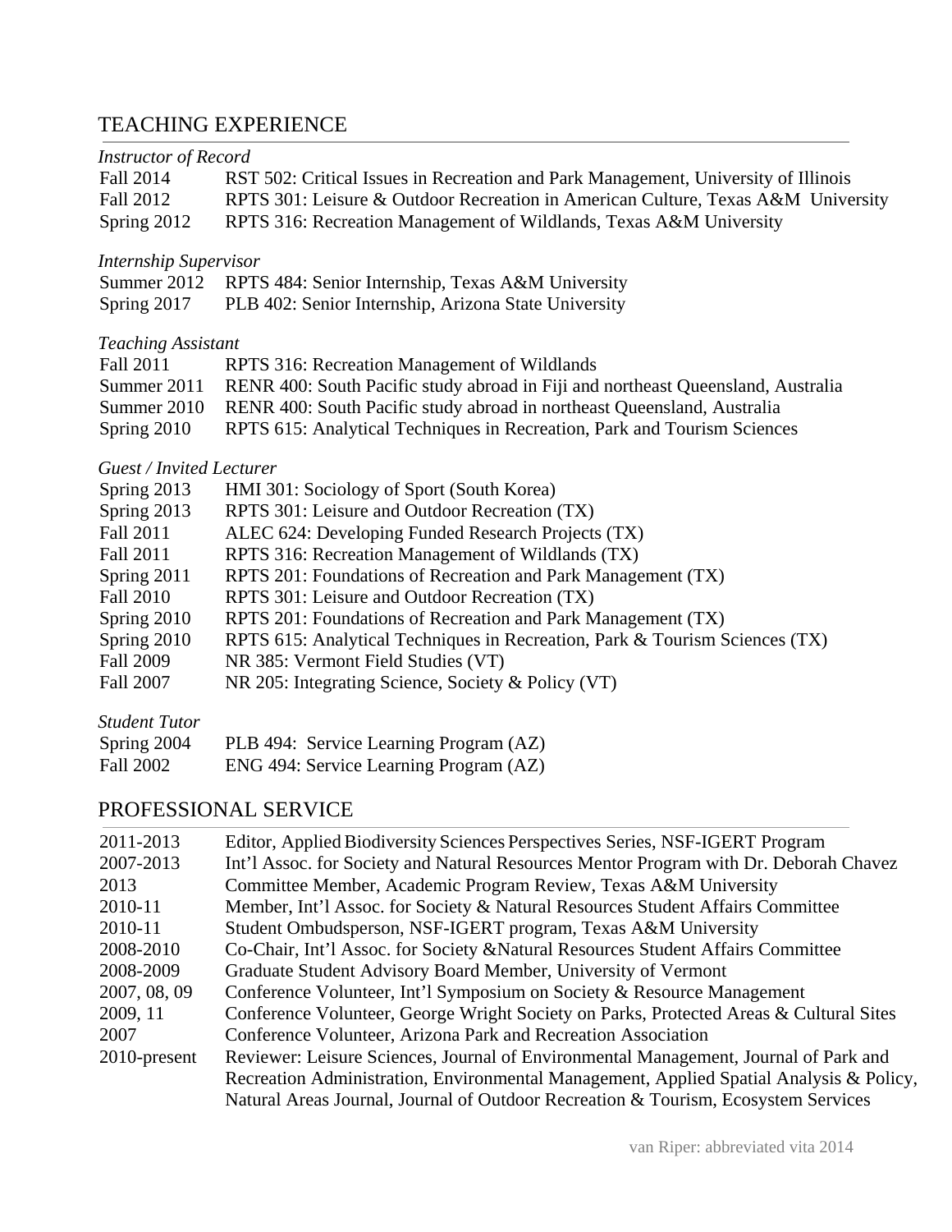## TEACHING EXPERIENCE

*Instructor of Record*

| | |
|---|---|
| Fall 2014 | RST 502: Critical Issues in Recreation and Park Management, University of Illinois |
| Fall 2012 | RPTS 301: Leisure & Outdoor Recreation in American Culture, Texas A&M University |
| Spring 2012 | RPTS 316: Recreation Management of Wildlands, Texas A&M University |

*Internship Supervisor*

| | |
|---|---|
| Summer 2012 | RPTS 484: Senior Internship, Texas A&M University |
| Spring 2017 | PLB 402: Senior Internship, Arizona State University |

*Teaching Assistant*

| | |
|---|---|
| Fall 2011 | RPTS 316: Recreation Management of Wildlands |
| Summer 2011 | RENR 400: South Pacific study abroad in Fiji and northeast Queensland, Australia |
| Summer 2010 | RENR 400: South Pacific study abroad in northeast Queensland, Australia |
| Spring 2010 | RPTS 615: Analytical Techniques in Recreation, Park and Tourism Sciences |

*Guest / Invited Lecturer*

| | |
|---|---|
| Spring 2013 | HMI 301: Sociology of Sport (South Korea) |
| Spring 2013 | RPTS 301: Leisure and Outdoor Recreation (TX) |
| Fall 2011 | ALEC 624: Developing Funded Research Projects (TX) |
| Fall 2011 | RPTS 316: Recreation Management of Wildlands (TX) |
| Spring 2011 | RPTS 201: Foundations of Recreation and Park Management (TX) |
| Fall 2010 | RPTS 301: Leisure and Outdoor Recreation (TX) |
| Spring 2010 | RPTS 201: Foundations of Recreation and Park Management (TX) |
| Spring 2010 | RPTS 615: Analytical Techniques in Recreation, Park & Tourism Sciences (TX) |
| Fall 2009 | NR 385: Vermont Field Studies (VT) |
| Fall 2007 | NR 205: Integrating Science, Society & Policy (VT) |

*Student Tutor*

| | |
|---|---|
| Spring 2004 | PLB 494: Service Learning Program (AZ) |
| Fall 2002 | ENG 494: Service Learning Program (AZ) |

## PROFESSIONAL SERVICE

| | |
|---|---|
| 2011-2013 | Editor, Applied Biodiversity Sciences Perspectives Series, NSF-IGERT Program |
| 2007-2013 | Int'l Assoc. for Society and Natural Resources Mentor Program with Dr. Deborah Chavez |
| 2013 | Committee Member, Academic Program Review, Texas A&M University |
| 2010-11 | Member, Int'l Assoc. for Society & Natural Resources Student Affairs Committee |
| 2010-11 | Student Ombudsperson, NSF-IGERT program, Texas A&M University |
| 2008-2010 | Co-Chair, Int'l Assoc. for Society &Natural Resources Student Affairs Committee |
| 2008-2009 | Graduate Student Advisory Board Member, University of Vermont |
| 2007, 08, 09 | Conference Volunteer, Int'l Symposium on Society & Resource Management |
| 2009, 11 | Conference Volunteer, George Wright Society on Parks, Protected Areas & Cultural Sites |
| 2007 | Conference Volunteer, Arizona Park and Recreation Association |
| 2010-present | Reviewer: Leisure Sciences, Journal of Environmental Management, Journal of Park and Recreation Administration, Environmental Management, Applied Spatial Analysis & Policy, Natural Areas Journal, Journal of Outdoor Recreation & Tourism, Ecosystem Services |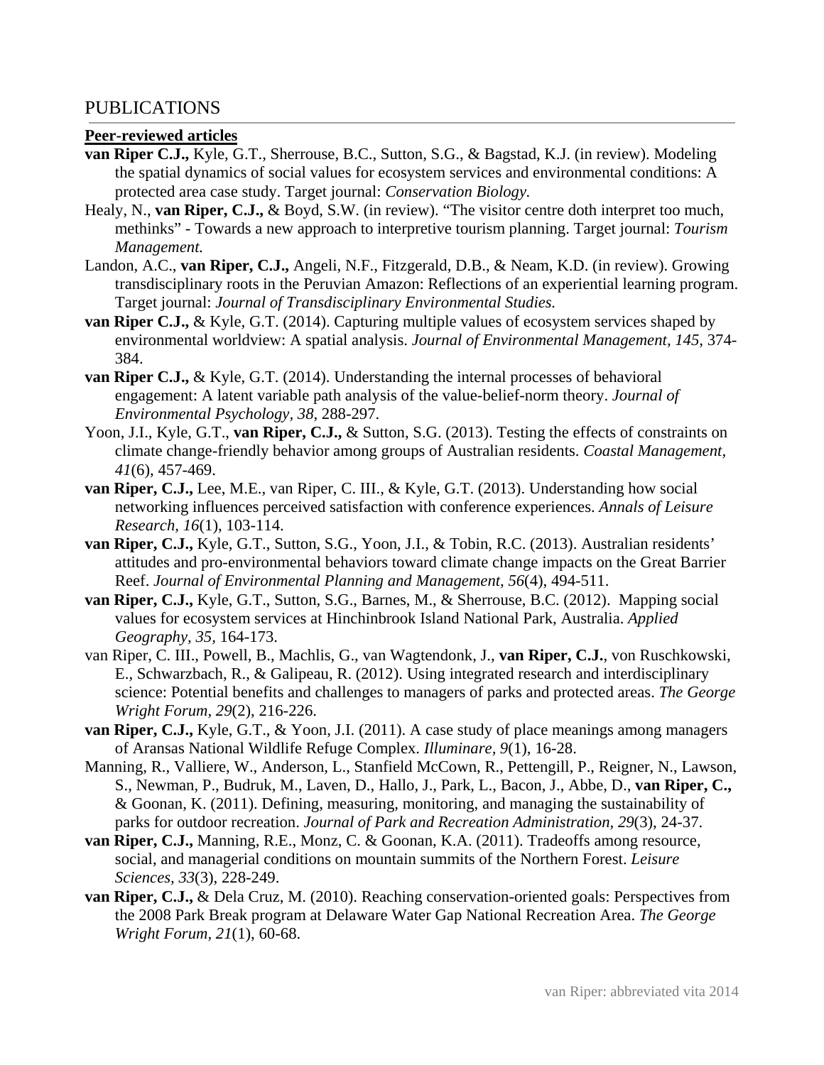## PUBLICATIONS

**Peer-reviewed articles**

**van Riper C.J.,** Kyle, G.T., Sherrouse, B.C., Sutton, S.G., & Bagstad, K.J. (in review). Modeling the spatial dynamics of social values for ecosystem services and environmental conditions: A protected area case study. Target journal: *Conservation Biology.*

Healy, N., **van Riper, C.J.,** & Boyd, S.W. (in review). "The visitor centre doth interpret too much, methinks" - Towards a new approach to interpretive tourism planning. Target journal: *Tourism Management.*

Landon, A.C., **van Riper, C.J.,** Angeli, N.F., Fitzgerald, D.B., & Neam, K.D. (in review). Growing transdisciplinary roots in the Peruvian Amazon: Reflections of an experiential learning program. Target journal: *Journal of Transdisciplinary Environmental Studies.*

**van Riper C.J.,** & Kyle, G.T. (2014). Capturing multiple values of ecosystem services shaped by environmental worldview: A spatial analysis. *Journal of Environmental Management, 145,* 374-384.

**van Riper C.J.,** & Kyle, G.T. (2014). Understanding the internal processes of behavioral engagement: A latent variable path analysis of the value-belief-norm theory. *Journal of Environmental Psychology, 38,* 288-297.

Yoon, J.I., Kyle, G.T., **van Riper, C.J.,** & Sutton, S.G. (2013). Testing the effects of constraints on climate change-friendly behavior among groups of Australian residents. *Coastal Management, 41*(6), 457-469.

**van Riper, C.J.,** Lee, M.E., van Riper, C. III., & Kyle, G.T. (2013). Understanding how social networking influences perceived satisfaction with conference experiences. *Annals of Leisure Research, 16*(1), 103-114.

**van Riper, C.J.,** Kyle, G.T., Sutton, S.G., Yoon, J.I., & Tobin, R.C. (2013). Australian residents' attitudes and pro-environmental behaviors toward climate change impacts on the Great Barrier Reef. *Journal of Environmental Planning and Management, 56*(4), 494-511.

**van Riper, C.J.,** Kyle, G.T., Sutton, S.G., Barnes, M., & Sherrouse, B.C. (2012). Mapping social values for ecosystem services at Hinchinbrook Island National Park, Australia. *Applied Geography, 35,* 164-173.

van Riper, C. III., Powell, B., Machlis, G., van Wagtendonk, J., **van Riper, C.J.**, von Ruschkowski, E., Schwarzbach, R., & Galipeau, R. (2012). Using integrated research and interdisciplinary science: Potential benefits and challenges to managers of parks and protected areas. *The George Wright Forum, 29*(2), 216-226.

**van Riper, C.J.,** Kyle, G.T., & Yoon, J.I. (2011). A case study of place meanings among managers of Aransas National Wildlife Refuge Complex. *Illuminare, 9*(1), 16-28.

Manning, R., Valliere, W., Anderson, L., Stanfield McCown, R., Pettengill, P., Reigner, N., Lawson, S., Newman, P., Budruk, M., Laven, D., Hallo, J., Park, L., Bacon, J., Abbe, D., **van Riper, C.,** & Goonan, K. (2011). Defining, measuring, monitoring, and managing the sustainability of parks for outdoor recreation. *Journal of Park and Recreation Administration, 29*(3), 24-37.

**van Riper, C.J.,** Manning, R.E., Monz, C. & Goonan, K.A. (2011). Tradeoffs among resource, social, and managerial conditions on mountain summits of the Northern Forest. *Leisure Sciences, 33*(3), 228-249.

**van Riper, C.J.,** & Dela Cruz, M. (2010). Reaching conservation-oriented goals: Perspectives from the 2008 Park Break program at Delaware Water Gap National Recreation Area. *The George Wright Forum, 21*(1), 60-68.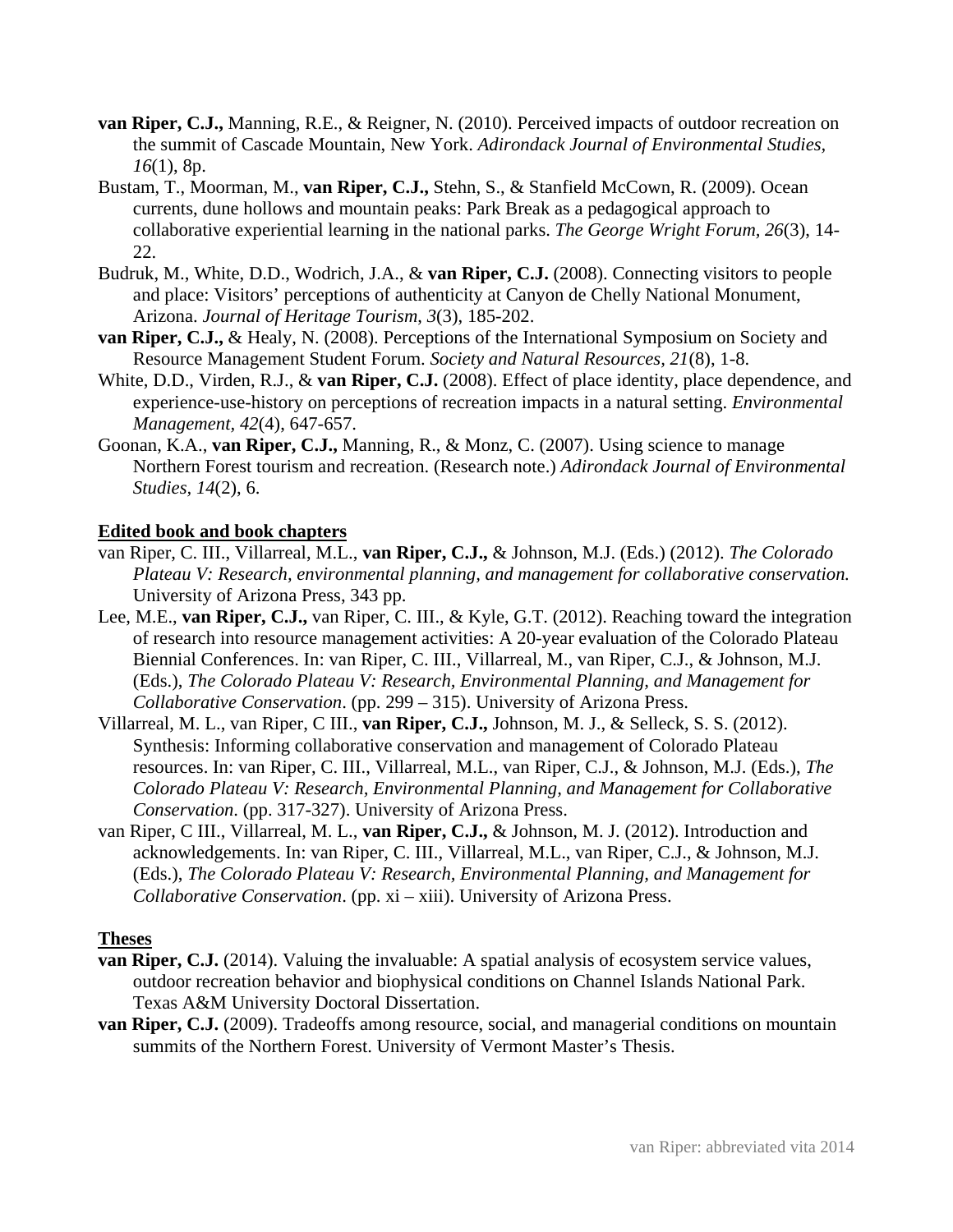**van Riper, C.J.,** Manning, R.E., & Reigner, N. (2010). Perceived impacts of outdoor recreation on the summit of Cascade Mountain, New York. *Adirondack Journal of Environmental Studies, 16*(1), 8p.

Bustam, T., Moorman, M., **van Riper, C.J.,** Stehn, S., & Stanfield McCown, R. (2009). Ocean currents, dune hollows and mountain peaks: Park Break as a pedagogical approach to collaborative experiential learning in the national parks. *The George Wright Forum, 26*(3), 14-22.

Budruk, M., White, D.D., Wodrich, J.A., & **van Riper, C.J.** (2008). Connecting visitors to people and place: Visitors' perceptions of authenticity at Canyon de Chelly National Monument, Arizona. *Journal of Heritage Tourism, 3*(3), 185-202.

**van Riper, C.J.,** & Healy, N. (2008). Perceptions of the International Symposium on Society and Resource Management Student Forum. *Society and Natural Resources, 21*(8), 1-8.

White, D.D., Virden, R.J., & **van Riper, C.J.** (2008). Effect of place identity, place dependence, and experience-use-history on perceptions of recreation impacts in a natural setting. *Environmental Management, 42*(4), 647-657.

Goonan, K.A., **van Riper, C.J.,** Manning, R., & Monz, C. (2007). Using science to manage Northern Forest tourism and recreation. (Research note.) *Adirondack Journal of Environmental Studies, 14*(2), 6.

**<u>Edited book and book chapters</u>**

van Riper, C. III., Villarreal, M.L., **van Riper, C.J.,** & Johnson, M.J. (Eds.) (2012). *The Colorado Plateau V: Research, environmental planning, and management for collaborative conservation.* University of Arizona Press, 343 pp.

Lee, M.E., **van Riper, C.J.,** van Riper, C. III., & Kyle, G.T. (2012). Reaching toward the integration of research into resource management activities: A 20-year evaluation of the Colorado Plateau Biennial Conferences. In: van Riper, C. III., Villarreal, M., van Riper, C.J., & Johnson, M.J. (Eds.), *The Colorado Plateau V: Research, Environmental Planning, and Management for Collaborative Conservation*. (pp. 299 – 315). University of Arizona Press.

Villarreal, M. L., van Riper, C III., **van Riper, C.J.,** Johnson, M. J., & Selleck, S. S. (2012). Synthesis: Informing collaborative conservation and management of Colorado Plateau resources. In: van Riper, C. III., Villarreal, M.L., van Riper, C.J., & Johnson, M.J. (Eds.), *The Colorado Plateau V: Research, Environmental Planning, and Management for Collaborative Conservation*. (pp. 317-327). University of Arizona Press.

van Riper, C III., Villarreal, M. L., **van Riper, C.J.,** & Johnson, M. J. (2012). Introduction and acknowledgements. In: van Riper, C. III., Villarreal, M.L., van Riper, C.J., & Johnson, M.J. (Eds.), *The Colorado Plateau V: Research, Environmental Planning, and Management for Collaborative Conservation*. (pp. xi – xiii). University of Arizona Press.

**<u>Theses</u>**

**van Riper, C.J.** (2014). Valuing the invaluable: A spatial analysis of ecosystem service values, outdoor recreation behavior and biophysical conditions on Channel Islands National Park. Texas A&M University Doctoral Dissertation.

**van Riper, C.J.** (2009). Tradeoffs among resource, social, and managerial conditions on mountain summits of the Northern Forest. University of Vermont Master's Thesis.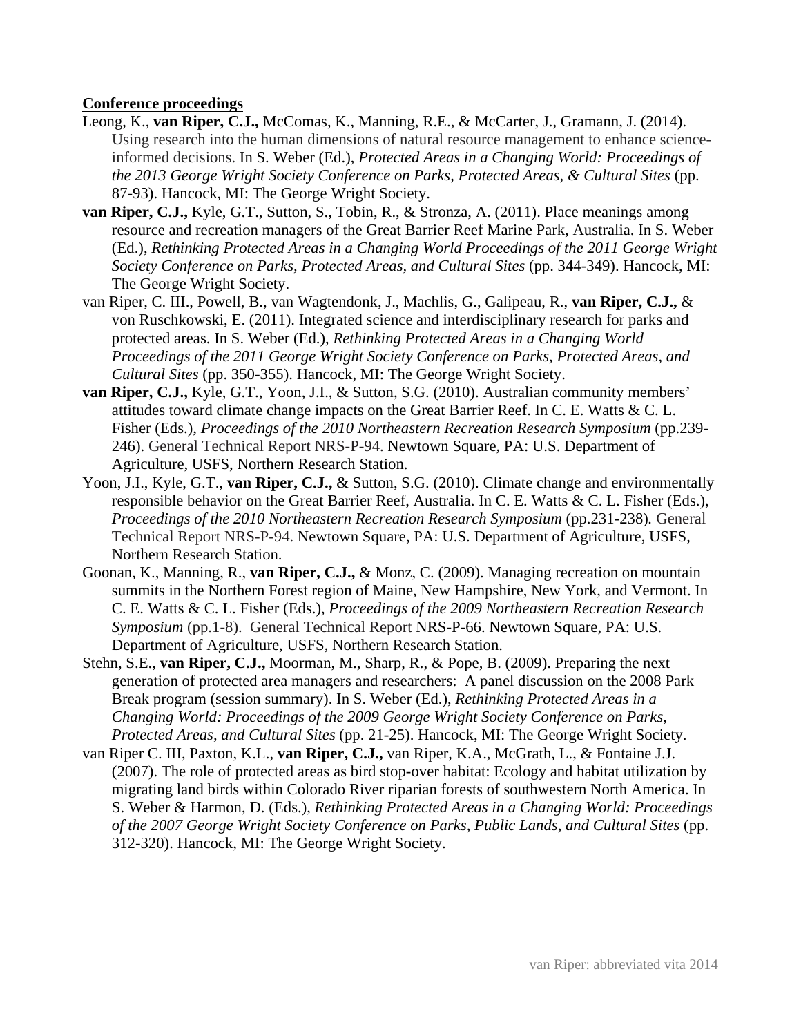**Conference proceedings**

Leong, K., **van Riper, C.J.,** McComas, K., Manning, R.E., & McCarter, J., Gramann, J. (2014). Using research into the human dimensions of natural resource management to enhance science-informed decisions. In S. Weber (Ed.), *Protected Areas in a Changing World: Proceedings of the 2013 George Wright Society Conference on Parks, Protected Areas, & Cultural Sites* (pp. 87-93). Hancock, MI: The George Wright Society.

**van Riper, C.J.,** Kyle, G.T., Sutton, S., Tobin, R., & Stronza, A. (2011). Place meanings among resource and recreation managers of the Great Barrier Reef Marine Park, Australia. In S. Weber (Ed.), *Rethinking Protected Areas in a Changing World Proceedings of the 2011 George Wright Society Conference on Parks, Protected Areas, and Cultural Sites* (pp. 344-349). Hancock, MI: The George Wright Society.

van Riper, C. III., Powell, B., van Wagtendonk, J., Machlis, G., Galipeau, R., **van Riper, C.J.,** & von Ruschkowski, E. (2011). Integrated science and interdisciplinary research for parks and protected areas. In S. Weber (Ed.), *Rethinking Protected Areas in a Changing World Proceedings of the 2011 George Wright Society Conference on Parks, Protected Areas, and Cultural Sites* (pp. 350-355). Hancock, MI: The George Wright Society.

**van Riper, C.J.,** Kyle, G.T., Yoon, J.I., & Sutton, S.G. (2010). Australian community members' attitudes toward climate change impacts on the Great Barrier Reef. In C. E. Watts & C. L. Fisher (Eds.), *Proceedings of the 2010 Northeastern Recreation Research Symposium* (pp.239-246). General Technical Report NRS-P-94. Newtown Square, PA: U.S. Department of Agriculture, USFS, Northern Research Station.

Yoon, J.I., Kyle, G.T., **van Riper, C.J.,** & Sutton, S.G. (2010). Climate change and environmentally responsible behavior on the Great Barrier Reef, Australia. In C. E. Watts & C. L. Fisher (Eds.), *Proceedings of the 2010 Northeastern Recreation Research Symposium* (pp.231-238). General Technical Report NRS-P-94. Newtown Square, PA: U.S. Department of Agriculture, USFS, Northern Research Station.

Goonan, K., Manning, R., **van Riper, C.J.,** & Monz, C. (2009). Managing recreation on mountain summits in the Northern Forest region of Maine, New Hampshire, New York, and Vermont. In C. E. Watts & C. L. Fisher (Eds.), *Proceedings of the 2009 Northeastern Recreation Research Symposium* (pp.1-8). General Technical Report NRS-P-66. Newtown Square, PA: U.S. Department of Agriculture, USFS, Northern Research Station.

Stehn, S.E., **van Riper, C.J.,** Moorman, M., Sharp, R., & Pope, B. (2009). Preparing the next generation of protected area managers and researchers: A panel discussion on the 2008 Park Break program (session summary). In S. Weber (Ed.), *Rethinking Protected Areas in a Changing World: Proceedings of the 2009 George Wright Society Conference on Parks, Protected Areas, and Cultural Sites* (pp. 21-25). Hancock, MI: The George Wright Society.

van Riper C. III, Paxton, K.L., **van Riper, C.J.,** van Riper, K.A., McGrath, L., & Fontaine J.J. (2007). The role of protected areas as bird stop-over habitat: Ecology and habitat utilization by migrating land birds within Colorado River riparian forests of southwestern North America. In S. Weber & Harmon, D. (Eds.), *Rethinking Protected Areas in a Changing World: Proceedings of the 2007 George Wright Society Conference on Parks, Public Lands, and Cultural Sites* (pp. 312-320). Hancock, MI: The George Wright Society.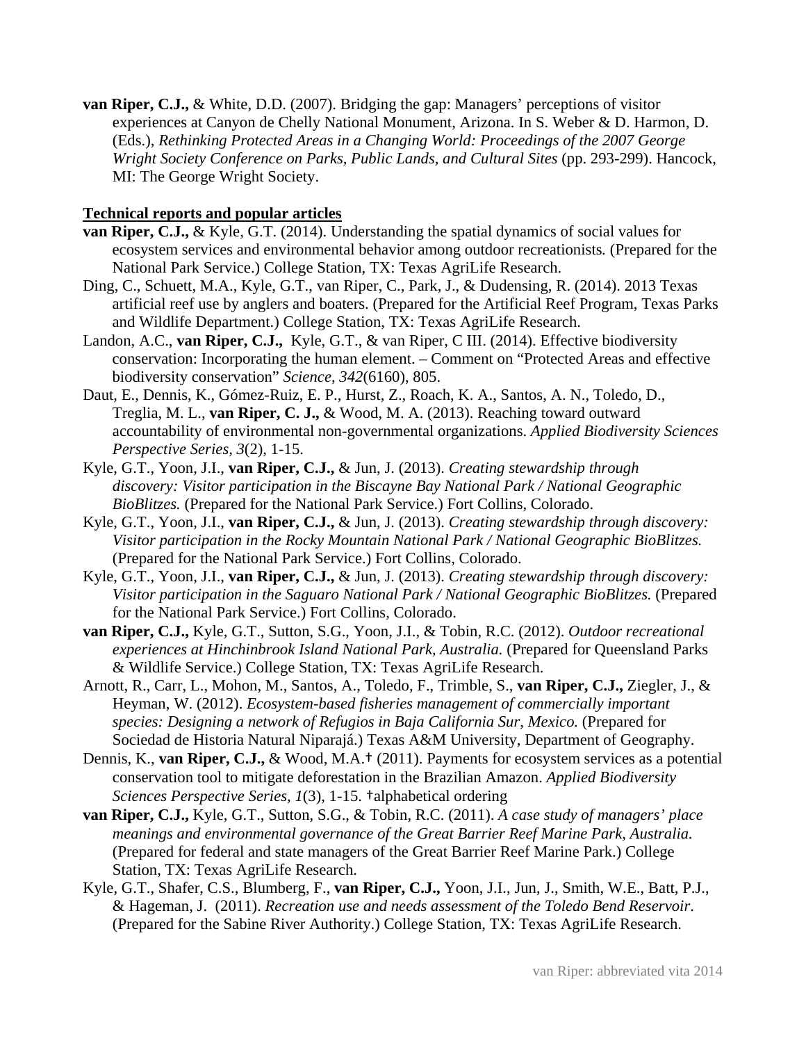**van Riper, C.J.,** & White, D.D. (2007). Bridging the gap: Managers' perceptions of visitor experiences at Canyon de Chelly National Monument, Arizona. In S. Weber & D. Harmon, D. (Eds.), *Rethinking Protected Areas in a Changing World: Proceedings of the 2007 George Wright Society Conference on Parks, Public Lands, and Cultural Sites* (pp. 293-299). Hancock, MI: The George Wright Society.

**<u>Technical reports and popular articles</u>**

**van Riper, C.J.,** & Kyle, G.T. (2014). Understanding the spatial dynamics of social values for ecosystem services and environmental behavior among outdoor recreationists*.* (Prepared for the National Park Service.) College Station, TX: Texas AgriLife Research.

Ding, C., Schuett, M.A., Kyle, G.T., van Riper, C., Park, J., & Dudensing, R. (2014). 2013 Texas artificial reef use by anglers and boaters. (Prepared for the Artificial Reef Program, Texas Parks and Wildlife Department.) College Station, TX: Texas AgriLife Research.

Landon, A.C., **van Riper, C.J.,** Kyle, G.T., & van Riper, C III. (2014). Effective biodiversity conservation: Incorporating the human element. – Comment on "Protected Areas and effective biodiversity conservation" *Science, 342*(6160), 805.

Daut, E., Dennis, K., Gómez-Ruiz, E. P., Hurst, Z., Roach, K. A., Santos, A. N., Toledo, D., Treglia, M. L., **van Riper, C. J.,** & Wood, M. A. (2013). Reaching toward outward accountability of environmental non-governmental organizations. *Applied Biodiversity Sciences Perspective Series, 3*(2), 1-15.

Kyle, G.T., Yoon, J.I., **van Riper, C.J.,** & Jun, J. (2013). *Creating stewardship through discovery: Visitor participation in the Biscayne Bay National Park / National Geographic BioBlitzes.* (Prepared for the National Park Service.) Fort Collins, Colorado.

Kyle, G.T., Yoon, J.I., **van Riper, C.J.,** & Jun, J. (2013). *Creating stewardship through discovery: Visitor participation in the Rocky Mountain National Park / National Geographic BioBlitzes.* (Prepared for the National Park Service.) Fort Collins, Colorado.

Kyle, G.T., Yoon, J.I., **van Riper, C.J.,** & Jun, J. (2013). *Creating stewardship through discovery: Visitor participation in the Saguaro National Park / National Geographic BioBlitzes.* (Prepared for the National Park Service.) Fort Collins, Colorado.

**van Riper, C.J.,** Kyle, G.T., Sutton, S.G., Yoon, J.I., & Tobin, R.C. (2012). *Outdoor recreational experiences at Hinchinbrook Island National Park, Australia.* (Prepared for Queensland Parks & Wildlife Service.) College Station, TX: Texas AgriLife Research.

Arnott, R., Carr, L., Mohon, M., Santos, A., Toledo, F., Trimble, S., **van Riper, C.J.,** Ziegler, J., & Heyman, W. (2012). *Ecosystem-based fisheries management of commercially important species: Designing a network of Refugios in Baja California Sur, Mexico.* (Prepared for Sociedad de Historia Natural Niparajá.) Texas A&M University, Department of Geography.

Dennis, K., **van Riper, C.J.,** & Wood, M.A.† (2011). Payments for ecosystem services as a potential conservation tool to mitigate deforestation in the Brazilian Amazon. *Applied Biodiversity Sciences Perspective Series, 1*(3), 1-15. †alphabetical ordering

**van Riper, C.J.,** Kyle, G.T., Sutton, S.G., & Tobin, R.C. (2011). *A case study of managers' place meanings and environmental governance of the Great Barrier Reef Marine Park, Australia.* (Prepared for federal and state managers of the Great Barrier Reef Marine Park.) College Station, TX: Texas AgriLife Research.

Kyle, G.T., Shafer, C.S., Blumberg, F., **van Riper, C.J.,** Yoon, J.I., Jun, J., Smith, W.E., Batt, P.J., & Hageman, J. (2011). *Recreation use and needs assessment of the Toledo Bend Reservoir.* (Prepared for the Sabine River Authority.) College Station, TX: Texas AgriLife Research.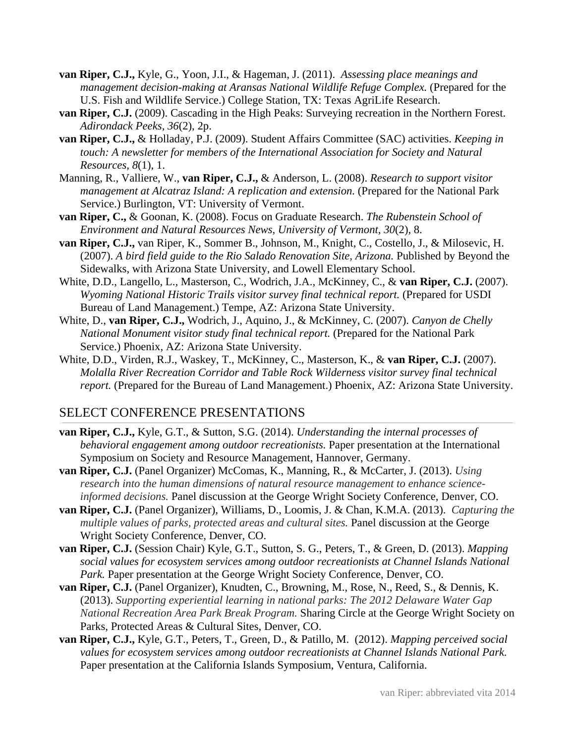**van Riper, C.J.,** Kyle, G., Yoon, J.I., & Hageman, J. (2011). *Assessing place meanings and management decision-making at Aransas National Wildlife Refuge Complex.* (Prepared for the U.S. Fish and Wildlife Service.) College Station, TX: Texas AgriLife Research.

**van Riper, C.J.** (2009). Cascading in the High Peaks: Surveying recreation in the Northern Forest. *Adirondack Peeks, 36*(2), 2p.

**van Riper, C.J.,** & Holladay, P.J. (2009). Student Affairs Committee (SAC) activities. *Keeping in touch: A newsletter for members of the International Association for Society and Natural Resources, 8*(1), 1.

Manning, R., Valliere, W., **van Riper, C.J.,** & Anderson, L. (2008). *Research to support visitor management at Alcatraz Island: A replication and extension.* (Prepared for the National Park Service.) Burlington, VT: University of Vermont.

**van Riper, C.,** & Goonan, K. (2008). Focus on Graduate Research. *The Rubenstein School of Environment and Natural Resources News, University of Vermont, 30*(2), 8.

**van Riper, C.J.,** van Riper, K., Sommer B., Johnson, M., Knight, C., Costello, J., & Milosevic, H. (2007). *A bird field guide to the Rio Salado Renovation Site, Arizona.* Published by Beyond the Sidewalks, with Arizona State University, and Lowell Elementary School.

White, D.D., Langello, L., Masterson, C., Wodrich, J.A., McKinney, C., & **van Riper, C.J.** (2007). *Wyoming National Historic Trails visitor survey final technical report.* (Prepared for USDI Bureau of Land Management.) Tempe, AZ: Arizona State University.

White, D., **van Riper, C.J.,** Wodrich, J., Aquino, J., & McKinney, C. (2007). *Canyon de Chelly National Monument visitor study final technical report.* (Prepared for the National Park Service.) Phoenix, AZ: Arizona State University.

White, D.D., Virden, R.J., Waskey, T., McKinney, C., Masterson, K., & **van Riper, C.J.** (2007). *Molalla River Recreation Corridor and Table Rock Wilderness visitor survey final technical report.* (Prepared for the Bureau of Land Management.) Phoenix, AZ: Arizona State University.

## SELECT CONFERENCE PRESENTATIONS

**van Riper, C.J.,** Kyle, G.T., & Sutton, S.G. (2014). *Understanding the internal processes of behavioral engagement among outdoor recreationists.* Paper presentation at the International Symposium on Society and Resource Management, Hannover, Germany.

**van Riper, C.J.** (Panel Organizer) McComas, K., Manning, R., & McCarter, J. (2013). *Using research into the human dimensions of natural resource management to enhance science-informed decisions.* Panel discussion at the George Wright Society Conference, Denver, CO.

**van Riper, C.J.** (Panel Organizer), Williams, D., Loomis, J. & Chan, K.M.A. (2013). *Capturing the multiple values of parks, protected areas and cultural sites.* Panel discussion at the George Wright Society Conference, Denver, CO.

**van Riper, C.J.** (Session Chair) Kyle, G.T., Sutton, S. G., Peters, T., & Green, D. (2013). *Mapping social values for ecosystem services among outdoor recreationists at Channel Islands National Park.* Paper presentation at the George Wright Society Conference, Denver, CO.

**van Riper, C.J.** (Panel Organizer), Knudten, C., Browning, M., Rose, N., Reed, S., & Dennis, K. (2013). *Supporting experiential learning in national parks: The 2012 Delaware Water Gap National Recreation Area Park Break Program.* Sharing Circle at the George Wright Society on Parks, Protected Areas & Cultural Sites, Denver, CO.

**van Riper, C.J.,** Kyle, G.T., Peters, T., Green, D., & Patillo, M. (2012). *Mapping perceived social values for ecosystem services among outdoor recreationists at Channel Islands National Park.* Paper presentation at the California Islands Symposium, Ventura, California.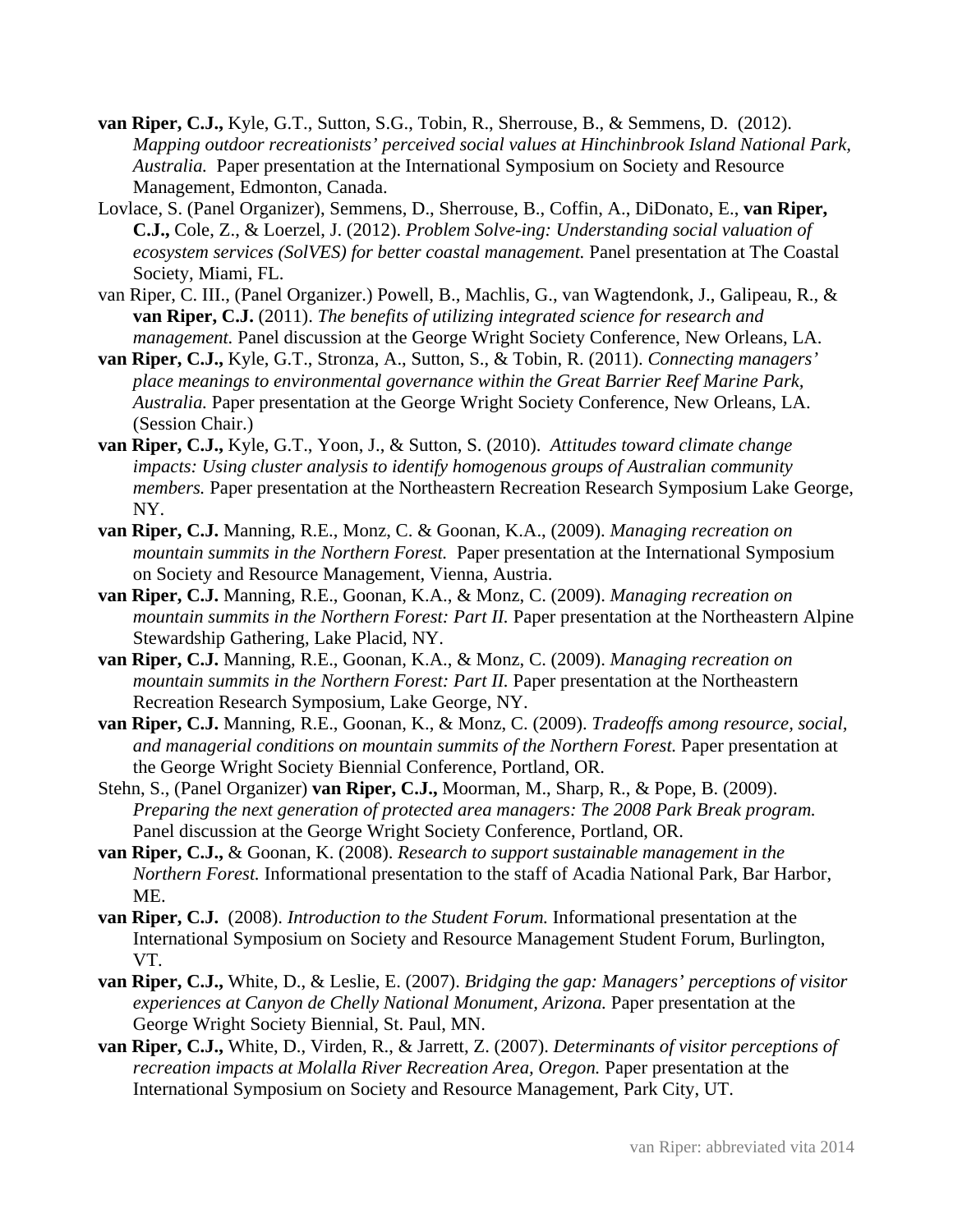**van Riper, C.J.,** Kyle, G.T., Sutton, S.G., Tobin, R., Sherrouse, B., & Semmens, D. (2012). *Mapping outdoor recreationists' perceived social values at Hinchinbrook Island National Park, Australia.* Paper presentation at the International Symposium on Society and Resource Management, Edmonton, Canada.

Lovlace, S. (Panel Organizer), Semmens, D., Sherrouse, B., Coffin, A., DiDonato, E., **van Riper, C.J.,** Cole, Z., & Loerzel, J. (2012). *Problem Solve-ing: Understanding social valuation of ecosystem services (SolVES) for better coastal management.* Panel presentation at The Coastal Society, Miami, FL.

van Riper, C. III., (Panel Organizer.) Powell, B., Machlis, G., van Wagtendonk, J., Galipeau, R., & **van Riper, C.J.** (2011). *The benefits of utilizing integrated science for research and management.* Panel discussion at the George Wright Society Conference, New Orleans, LA.

**van Riper, C.J.,** Kyle, G.T., Stronza, A., Sutton, S., & Tobin, R. (2011). *Connecting managers' place meanings to environmental governance within the Great Barrier Reef Marine Park, Australia.* Paper presentation at the George Wright Society Conference, New Orleans, LA. (Session Chair.)

**van Riper, C.J.,** Kyle, G.T., Yoon, J., & Sutton, S. (2010). *Attitudes toward climate change impacts: Using cluster analysis to identify homogenous groups of Australian community members.* Paper presentation at the Northeastern Recreation Research Symposium Lake George, NY.

**van Riper, C.J.** Manning, R.E., Monz, C. & Goonan, K.A., (2009). *Managing recreation on mountain summits in the Northern Forest.* Paper presentation at the International Symposium on Society and Resource Management, Vienna, Austria.

**van Riper, C.J.** Manning, R.E., Goonan, K.A., & Monz, C. (2009). *Managing recreation on mountain summits in the Northern Forest: Part II.* Paper presentation at the Northeastern Alpine Stewardship Gathering, Lake Placid, NY.

**van Riper, C.J.** Manning, R.E., Goonan, K.A., & Monz, C. (2009). *Managing recreation on mountain summits in the Northern Forest: Part II.* Paper presentation at the Northeastern Recreation Research Symposium, Lake George, NY.

**van Riper, C.J.** Manning, R.E., Goonan, K., & Monz, C. (2009). *Tradeoffs among resource, social, and managerial conditions on mountain summits of the Northern Forest.* Paper presentation at the George Wright Society Biennial Conference, Portland, OR.

Stehn, S., (Panel Organizer) **van Riper, C.J.,** Moorman, M., Sharp, R., & Pope, B. (2009). *Preparing the next generation of protected area managers: The 2008 Park Break program.* Panel discussion at the George Wright Society Conference, Portland, OR.

**van Riper, C.J.,** & Goonan, K. (2008). *Research to support sustainable management in the Northern Forest.* Informational presentation to the staff of Acadia National Park, Bar Harbor, ME.

**van Riper, C.J.** (2008). *Introduction to the Student Forum.* Informational presentation at the International Symposium on Society and Resource Management Student Forum, Burlington, VT.

**van Riper, C.J.,** White, D., & Leslie, E. (2007). *Bridging the gap: Managers' perceptions of visitor experiences at Canyon de Chelly National Monument, Arizona.* Paper presentation at the George Wright Society Biennial, St. Paul, MN.

**van Riper, C.J.,** White, D., Virden, R., & Jarrett, Z. (2007). *Determinants of visitor perceptions of recreation impacts at Molalla River Recreation Area, Oregon.* Paper presentation at the International Symposium on Society and Resource Management, Park City, UT.